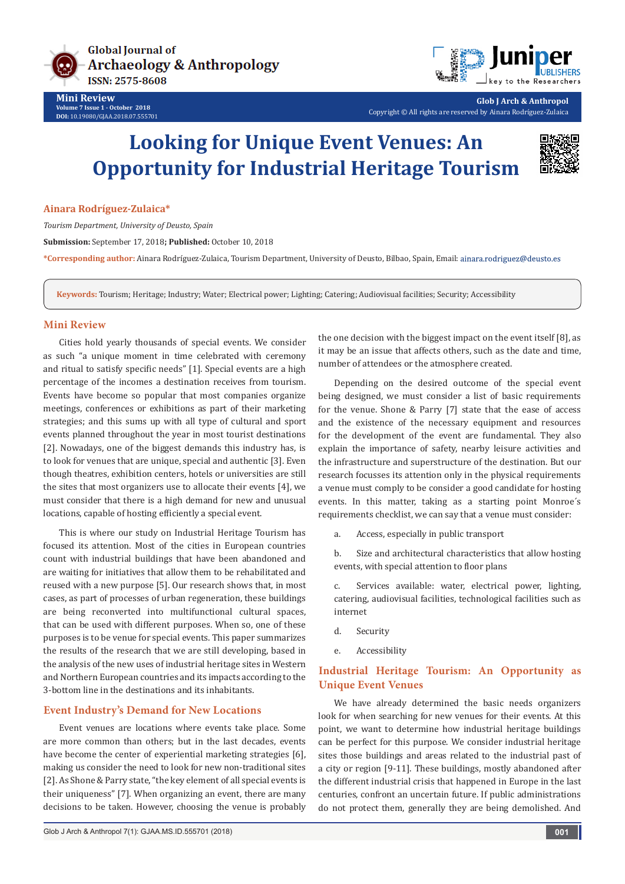Mini Review

# Looking for Unique Event Venues: An Opportunity for Industrial Heritage Tourism

**Ainara Rodríguez-Zulaica***

*Tourism Department, University of Deusto, Spain*

**Submission:** September 17, 2018; **Published:** October 10, 2018

***Corresponding author:** Ainara Rodríguez-Zulaica, Tourism Department, University of Deusto, Bilbao, Spain, Email: ainara.rodriguez@deusto.es

**Keywords:** Tourism; Heritage; Industry; Water; Electrical power; Lighting; Catering; Audiovisual facilities; Security; Accessibility

## Mini Review

Cities hold yearly thousands of special events. We consider as such "a unique moment in time celebrated with ceremony and ritual to satisfy specific needs" [1]. Special events are a high percentage of the incomes a destination receives from tourism. Events have become so popular that most companies organize meetings, conferences or exhibitions as part of their marketing strategies; and this sums up with all type of cultural and sport events planned throughout the year in most tourist destinations [2]. Nowadays, one of the biggest demands this industry has, is to look for venues that are unique, special and authentic [3]. Even though theatres, exhibition centers, hotels or universities are still the sites that most organizers use to allocate their events [4], we must consider that there is a high demand for new and unusual locations, capable of hosting efficiently a special event.

This is where our study on Industrial Heritage Tourism has focused its attention. Most of the cities in European countries count with industrial buildings that have been abandoned and are waiting for initiatives that allow them to be rehabilitated and reused with a new purpose [5]. Our research shows that, in most cases, as part of processes of urban regeneration, these buildings are being reconverted into multifunctional cultural spaces, that can be used with different purposes. When so, one of these purposes is to be venue for special events. This paper summarizes the results of the research that we are still developing, based in the analysis of the new uses of industrial heritage sites in Western and Northern European countries and its impacts according to the 3-bottom line in the destinations and its inhabitants.

## Event Industry's Demand for New Locations

Event venues are locations where events take place. Some are more common than others; but in the last decades, events have become the center of experiential marketing strategies [6], making us consider the need to look for new non-traditional sites [2]. As Shone & Parry state, "the key element of all special events is their uniqueness" [7]. When organizing an event, there are many decisions to be taken. However, choosing the venue is probably the one decision with the biggest impact on the event itself [8], as it may be an issue that affects others, such as the date and time, number of attendees or the atmosphere created.

Depending on the desired outcome of the special event being designed, we must consider a list of basic requirements for the venue. Shone & Parry [7] state that the ease of access and the existence of the necessary equipment and resources for the development of the event are fundamental. They also explain the importance of safety, nearby leisure activities and the infrastructure and superstructure of the destination. But our research focusses its attention only in the physical requirements a venue must comply to be consider a good candidate for hosting events. In this matter, taking as a starting point Monroe´s requirements checklist, we can say that a venue must consider:

a. Access, especially in public transport

b. Size and architectural characteristics that allow hosting events, with special attention to floor plans

c. Services available: water, electrical power, lighting, catering, audiovisual facilities, technological facilities such as internet

d. Security

e. Accessibility

## Industrial Heritage Tourism: An Opportunity as Unique Event Venues

We have already determined the basic needs organizers look for when searching for new venues for their events. At this point, we want to determine how industrial heritage buildings can be perfect for this purpose. We consider industrial heritage sites those buildings and areas related to the industrial past of a city or region [9-11]. These buildings, mostly abandoned after the different industrial crisis that happened in Europe in the last centuries, confront an uncertain future. If public administrations do not protect them, generally they are being demolished. And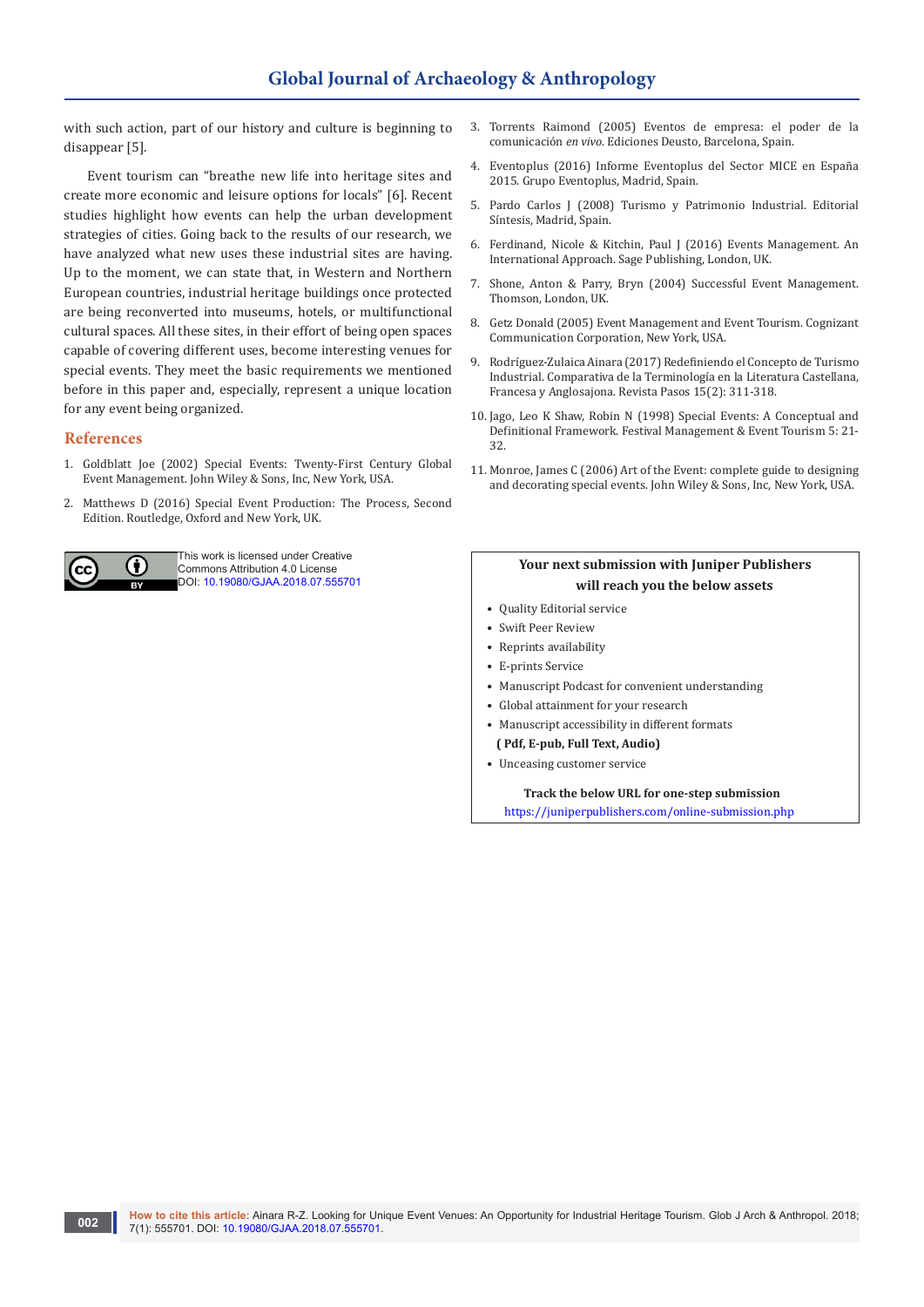with such action, part of our history and culture is beginning to disappear [5].

Event tourism can "breathe new life into heritage sites and create more economic and leisure options for locals" [6]. Recent studies highlight how events can help the urban development strategies of cities. Going back to the results of our research, we have analyzed what new uses these industrial sites are having. Up to the moment, we can state that, in Western and Northern European countries, industrial heritage buildings once protected are being reconverted into museums, hotels, or multifunctional cultural spaces. All these sites, in their effort of being open spaces capable of covering different uses, become interesting venues for special events. They meet the basic requirements we mentioned before in this paper and, especially, represent a unique location for any event being organized.

## References

1. Goldblatt Joe (2002) Special Events: Twenty-First Century Global Event Management. John Wiley & Sons, Inc, New York, USA.
2. Matthews D (2016) Special Event Production: The Process, Second Edition. Routledge, Oxford and New York, UK.
3. Torrents Raimond (2005) Eventos de empresa: el poder de la comunicación *en vivo*. Ediciones Deusto, Barcelona, Spain.
4. Eventoplus (2016) Informe Eventoplus del Sector MICE en España 2015. Grupo Eventoplus, Madrid, Spain.
5. Pardo Carlos J (2008) Turismo y Patrimonio Industrial. Editorial Síntesis, Madrid, Spain.
6. Ferdinand, Nicole & Kitchin, Paul J (2016) Events Management. An International Approach. Sage Publishing, London, UK.
7. Shone, Anton & Parry, Bryn (2004) Successful Event Management. Thomson, London, UK.
8. Getz Donald (2005) Event Management and Event Tourism. Cognizant Communication Corporation, New York, USA.
9. Rodríguez-Zulaica Ainara (2017) Redefiniendo el Concepto de Turismo Industrial. Comparativa de la Terminología en la Literatura Castellana, Francesa y Anglosajona. Revista Pasos 15(2): 311-318.
10. Jago, Leo K Shaw, Robin N (1998) Special Events: A Conceptual and Definitional Framework. Festival Management & Event Tourism 5: 21-32.
11. Monroe, James C (2006) Art of the Event: complete guide to designing and decorating special events. John Wiley & Sons, Inc, New York, USA.

This work is licensed under Creative Commons Attribution 4.0 License
DOI: 10.19080/GJAA.2018.07.555701

**Your next submission with Juniper Publishers will reach you the below assets**

- Quality Editorial service
- Swift Peer Review
- Reprints availability
- E-prints Service
- Manuscript Podcast for convenient understanding
- Global attainment for your research
- Manuscript accessibility in different formats

**( Pdf, E-pub, Full Text, Audio)**

- Unceasing customer service

**Track the below URL for one-step submission**
https://juniperpublishers.com/online-submission.php